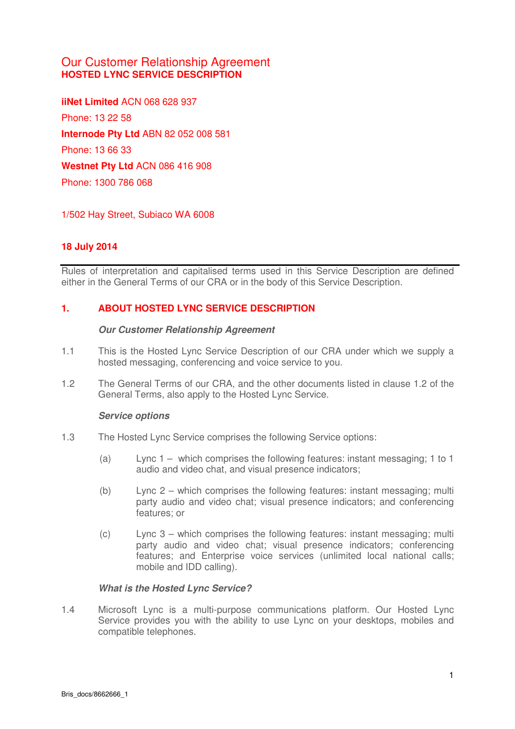# Our Customer Relationship Agreement
## HOSTED LYNC SERVICE DESCRIPTION

**iiNet Limited** ACN 068 628 937

Phone: 13 22 58

**Internode Pty Ltd** ABN 82 052 008 581

Phone: 13 66 33

**Westnet Pty Ltd** ACN 086 416 908

Phone: 1300 786 068

1/502 Hay Street, Subiaco WA 6008

**18 July 2014**

---

Rules of interpretation and capitalised terms used in this Service Description are defined either in the General Terms of our CRA or in the body of this Service Description.

## 1. ABOUT HOSTED LYNC SERVICE DESCRIPTION

***Our Customer Relationship Agreement***

1.1 This is the Hosted Lync Service Description of our CRA under which we supply a hosted messaging, conferencing and voice service to you.

1.2 The General Terms of our CRA, and the other documents listed in clause 1.2 of the General Terms, also apply to the Hosted Lync Service.

***Service options***

1.3 The Hosted Lync Service comprises the following Service options:

(a) Lync 1 – which comprises the following features: instant messaging; 1 to 1 audio and video chat, and visual presence indicators;

(b) Lync 2 – which comprises the following features: instant messaging; multi party audio and video chat; visual presence indicators; and conferencing features; or

(c) Lync 3 – which comprises the following features: instant messaging; multi party audio and video chat; visual presence indicators; conferencing features; and Enterprise voice services (unlimited local national calls; mobile and IDD calling).

***What is the Hosted Lync Service?***

1.4 Microsoft Lync is a multi-purpose communications platform. Our Hosted Lync Service provides you with the ability to use Lync on your desktops, mobiles and compatible telephones.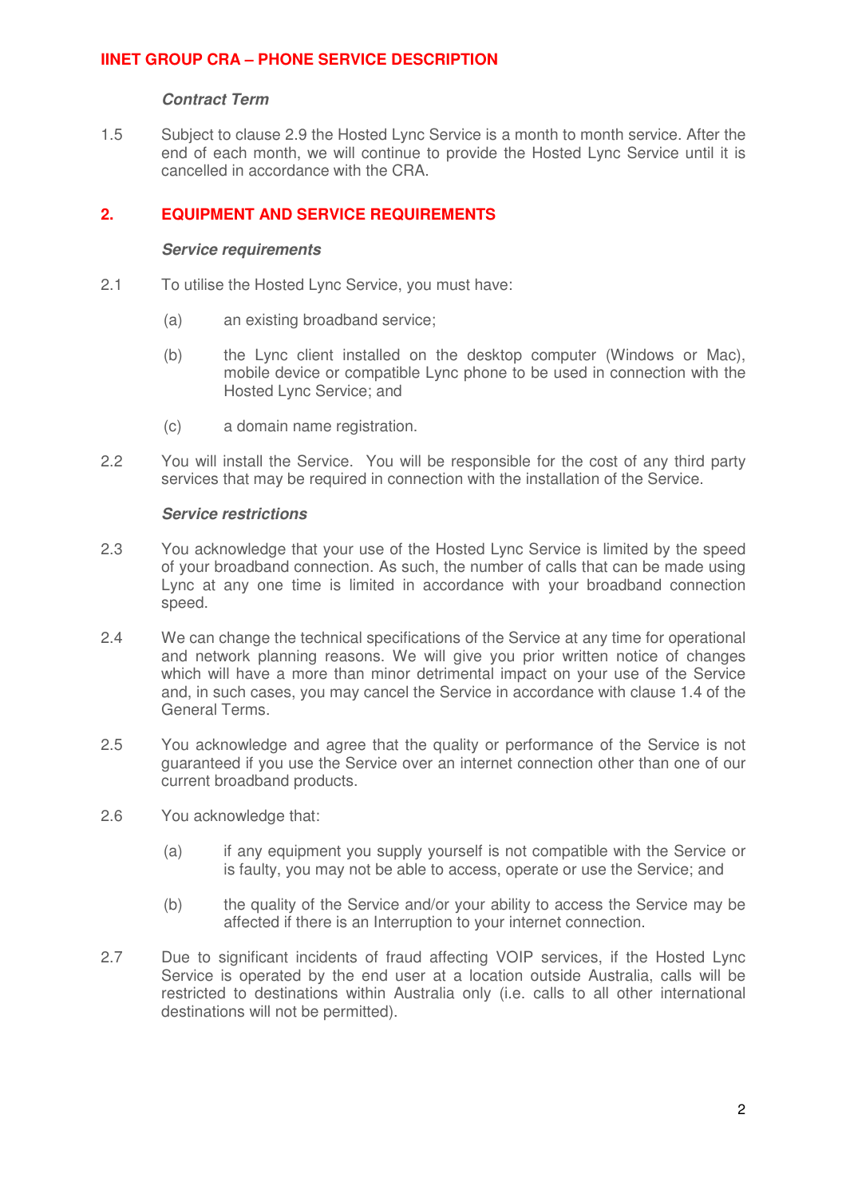### Contract Term

1.5 Subject to clause 2.9 the Hosted Lync Service is a month to month service. After the end of each month, we will continue to provide the Hosted Lync Service until it is cancelled in accordance with the CRA.

## 2. EQUIPMENT AND SERVICE REQUIREMENTS

### Service requirements

2.1 To utilise the Hosted Lync Service, you must have:

(a) an existing broadband service;

(b) the Lync client installed on the desktop computer (Windows or Mac), mobile device or compatible Lync phone to be used in connection with the Hosted Lync Service; and

(c) a domain name registration.

2.2 You will install the Service. You will be responsible for the cost of any third party services that may be required in connection with the installation of the Service.

### Service restrictions

2.3 You acknowledge that your use of the Hosted Lync Service is limited by the speed of your broadband connection. As such, the number of calls that can be made using Lync at any one time is limited in accordance with your broadband connection speed.

2.4 We can change the technical specifications of the Service at any time for operational and network planning reasons. We will give you prior written notice of changes which will have a more than minor detrimental impact on your use of the Service and, in such cases, you may cancel the Service in accordance with clause 1.4 of the General Terms.

2.5 You acknowledge and agree that the quality or performance of the Service is not guaranteed if you use the Service over an internet connection other than one of our current broadband products.

2.6 You acknowledge that:

(a) if any equipment you supply yourself is not compatible with the Service or is faulty, you may not be able to access, operate or use the Service; and

(b) the quality of the Service and/or your ability to access the Service may be affected if there is an Interruption to your internet connection.

2.7 Due to significant incidents of fraud affecting VOIP services, if the Hosted Lync Service is operated by the end user at a location outside Australia, calls will be restricted to destinations within Australia only (i.e. calls to all other international destinations will not be permitted).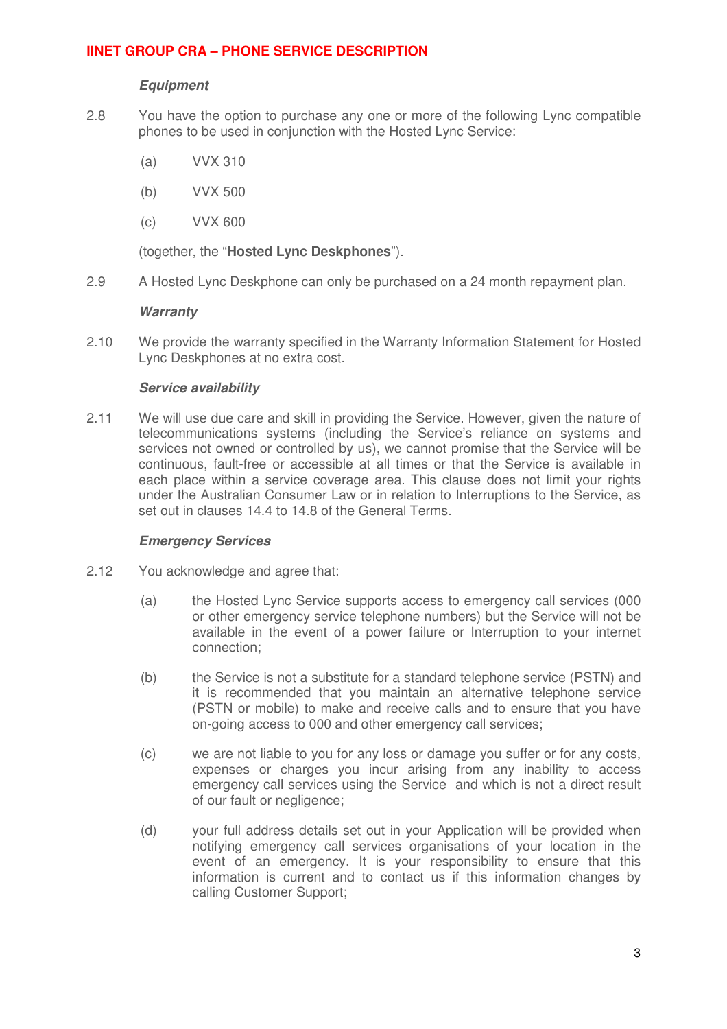***Equipment***

2.8 You have the option to purchase any one or more of the following Lync compatible phones to be used in conjunction with the Hosted Lync Service:

(a) VVX 310

(b) VVX 500

(c) VVX 600

(together, the "**Hosted Lync Deskphones**").

2.9 A Hosted Lync Deskphone can only be purchased on a 24 month repayment plan.

***Warranty***

2.10 We provide the warranty specified in the Warranty Information Statement for Hosted Lync Deskphones at no extra cost.

***Service availability***

2.11 We will use due care and skill in providing the Service. However, given the nature of telecommunications systems (including the Service's reliance on systems and services not owned or controlled by us), we cannot promise that the Service will be continuous, fault-free or accessible at all times or that the Service is available in each place within a service coverage area. This clause does not limit your rights under the Australian Consumer Law or in relation to Interruptions to the Service, as set out in clauses 14.4 to 14.8 of the General Terms.

***Emergency Services***

2.12 You acknowledge and agree that:

(a) the Hosted Lync Service supports access to emergency call services (000 or other emergency service telephone numbers) but the Service will not be available in the event of a power failure or Interruption to your internet connection;

(b) the Service is not a substitute for a standard telephone service (PSTN) and it is recommended that you maintain an alternative telephone service (PSTN or mobile) to make and receive calls and to ensure that you have on-going access to 000 and other emergency call services;

(c) we are not liable to you for any loss or damage you suffer or for any costs, expenses or charges you incur arising from any inability to access emergency call services using the Service and which is not a direct result of our fault or negligence;

(d) your full address details set out in your Application will be provided when notifying emergency call services organisations of your location in the event of an emergency. It is your responsibility to ensure that this information is current and to contact us if this information changes by calling Customer Support;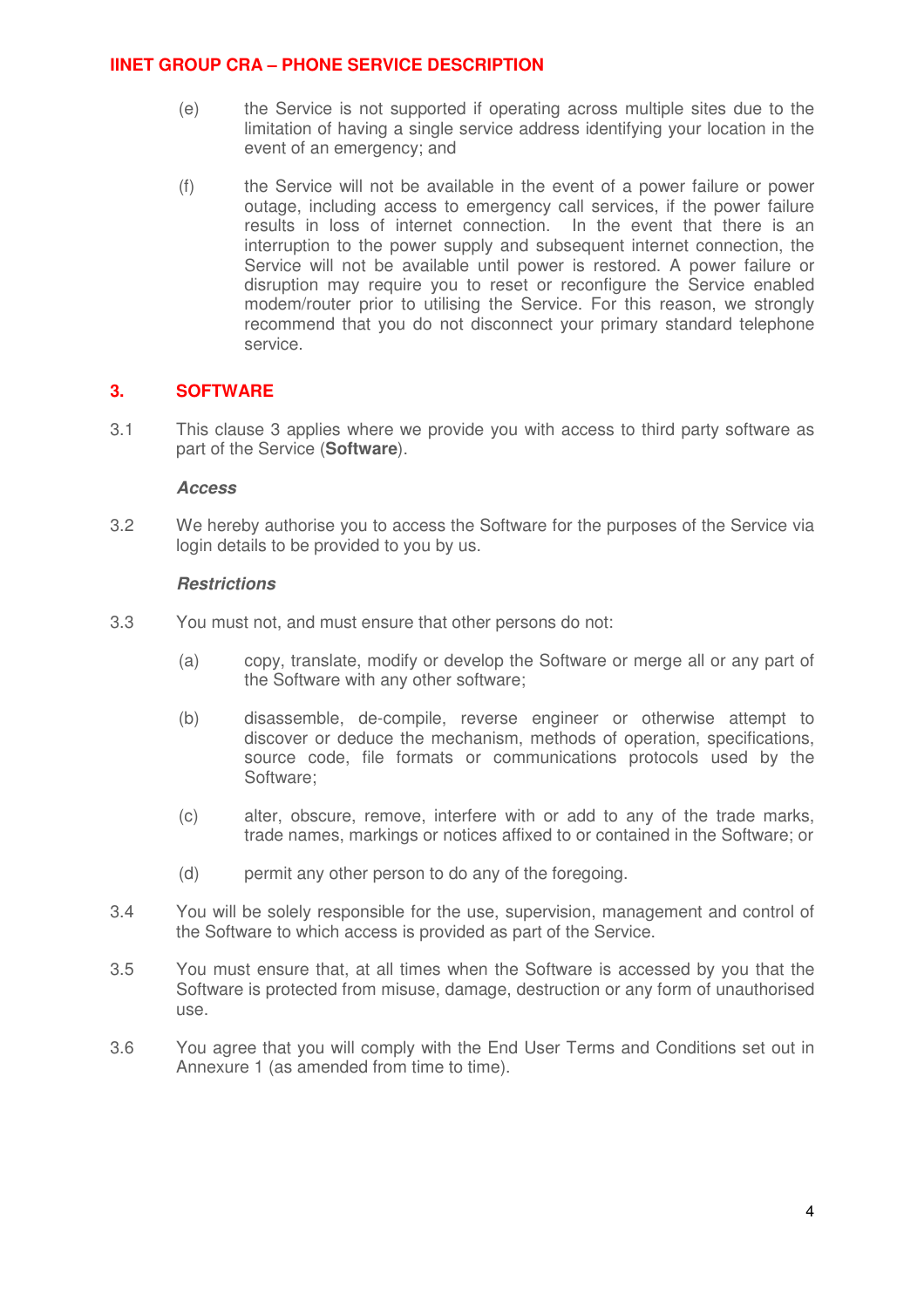(e) the Service is not supported if operating across multiple sites due to the limitation of having a single service address identifying your location in the event of an emergency; and

(f) the Service will not be available in the event of a power failure or power outage, including access to emergency call services, if the power failure results in loss of internet connection. In the event that there is an interruption to the power supply and subsequent internet connection, the Service will not be available until power is restored. A power failure or disruption may require you to reset or reconfigure the Service enabled modem/router prior to utilising the Service. For this reason, we strongly recommend that you do not disconnect your primary standard telephone service.

## 3. SOFTWARE

3.1 This clause 3 applies where we provide you with access to third party software as part of the Service (**Software**).

***Access***

3.2 We hereby authorise you to access the Software for the purposes of the Service via login details to be provided to you by us.

***Restrictions***

3.3 You must not, and must ensure that other persons do not:

(a) copy, translate, modify or develop the Software or merge all or any part of the Software with any other software;

(b) disassemble, de-compile, reverse engineer or otherwise attempt to discover or deduce the mechanism, methods of operation, specifications, source code, file formats or communications protocols used by the Software;

(c) alter, obscure, remove, interfere with or add to any of the trade marks, trade names, markings or notices affixed to or contained in the Software; or

(d) permit any other person to do any of the foregoing.

3.4 You will be solely responsible for the use, supervision, management and control of the Software to which access is provided as part of the Service.

3.5 You must ensure that, at all times when the Software is accessed by you that the Software is protected from misuse, damage, destruction or any form of unauthorised use.

3.6 You agree that you will comply with the End User Terms and Conditions set out in Annexure 1 (as amended from time to time).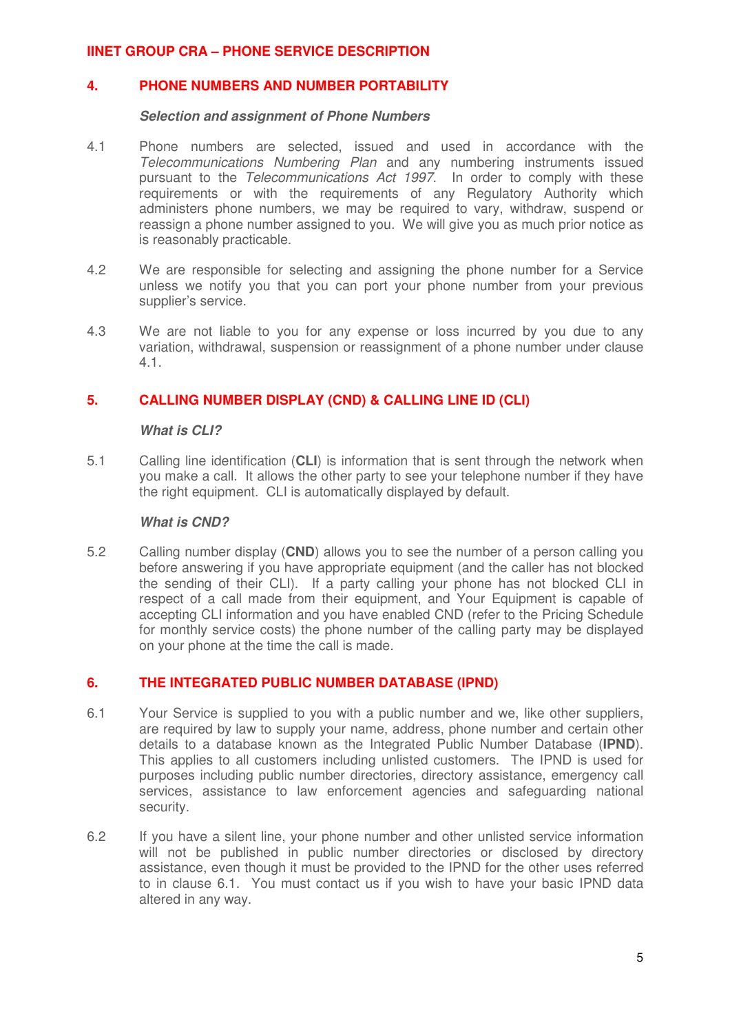## 4. PHONE NUMBERS AND NUMBER PORTABILITY

***Selection and assignment of Phone Numbers***

4.1 Phone numbers are selected, issued and used in accordance with the *Telecommunications Numbering Plan* and any numbering instruments issued pursuant to the *Telecommunications Act 1997*. In order to comply with these requirements or with the requirements of any Regulatory Authority which administers phone numbers, we may be required to vary, withdraw, suspend or reassign a phone number assigned to you. We will give you as much prior notice as is reasonably practicable.

4.2 We are responsible for selecting and assigning the phone number for a Service unless we notify you that you can port your phone number from your previous supplier's service.

4.3 We are not liable to you for any expense or loss incurred by you due to any variation, withdrawal, suspension or reassignment of a phone number under clause 4.1.

## 5. CALLING NUMBER DISPLAY (CND) & CALLING LINE ID (CLI)

***What is CLI?***

5.1 Calling line identification (**CLI**) is information that is sent through the network when you make a call. It allows the other party to see your telephone number if they have the right equipment. CLI is automatically displayed by default.

***What is CND?***

5.2 Calling number display (**CND**) allows you to see the number of a person calling you before answering if you have appropriate equipment (and the caller has not blocked the sending of their CLI). If a party calling your phone has not blocked CLI in respect of a call made from their equipment, and Your Equipment is capable of accepting CLI information and you have enabled CND (refer to the Pricing Schedule for monthly service costs) the phone number of the calling party may be displayed on your phone at the time the call is made.

## 6. THE INTEGRATED PUBLIC NUMBER DATABASE (IPND)

6.1 Your Service is supplied to you with a public number and we, like other suppliers, are required by law to supply your name, address, phone number and certain other details to a database known as the Integrated Public Number Database (**IPND**). This applies to all customers including unlisted customers. The IPND is used for purposes including public number directories, directory assistance, emergency call services, assistance to law enforcement agencies and safeguarding national security.

6.2 If you have a silent line, your phone number and other unlisted service information will not be published in public number directories or disclosed by directory assistance, even though it must be provided to the IPND for the other uses referred to in clause 6.1. You must contact us if you wish to have your basic IPND data altered in any way.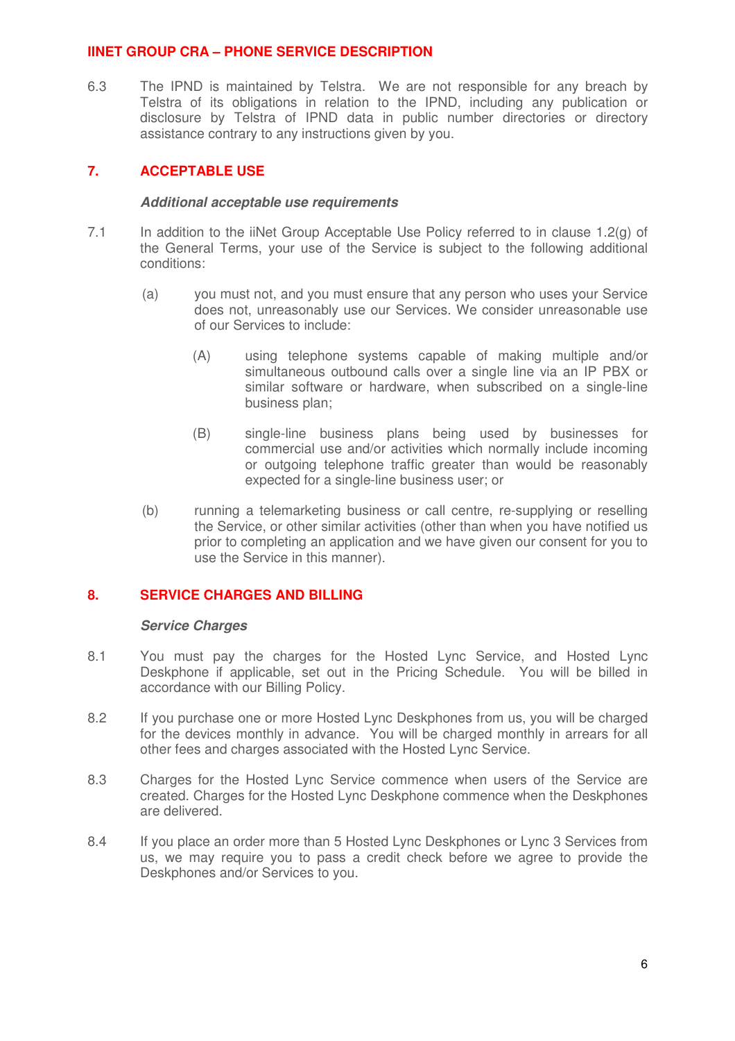6.3 The IPND is maintained by Telstra. We are not responsible for any breach by Telstra of its obligations in relation to the IPND, including any publication or disclosure by Telstra of IPND data in public number directories or directory assistance contrary to any instructions given by you.

## 7. ACCEPTABLE USE

***Additional acceptable use requirements***

7.1 In addition to the iiNet Group Acceptable Use Policy referred to in clause 1.2(g) of the General Terms, your use of the Service is subject to the following additional conditions:

(a) you must not, and you must ensure that any person who uses your Service does not, unreasonably use our Services. We consider unreasonable use of our Services to include:

(A) using telephone systems capable of making multiple and/or simultaneous outbound calls over a single line via an IP PBX or similar software or hardware, when subscribed on a single-line business plan;

(B) single-line business plans being used by businesses for commercial use and/or activities which normally include incoming or outgoing telephone traffic greater than would be reasonably expected for a single-line business user; or

(b) running a telemarketing business or call centre, re-supplying or reselling the Service, or other similar activities (other than when you have notified us prior to completing an application and we have given our consent for you to use the Service in this manner).

## 8. SERVICE CHARGES AND BILLING

***Service Charges***

8.1 You must pay the charges for the Hosted Lync Service, and Hosted Lync Deskphone if applicable, set out in the Pricing Schedule. You will be billed in accordance with our Billing Policy.

8.2 If you purchase one or more Hosted Lync Deskphones from us, you will be charged for the devices monthly in advance. You will be charged monthly in arrears for all other fees and charges associated with the Hosted Lync Service.

8.3 Charges for the Hosted Lync Service commence when users of the Service are created. Charges for the Hosted Lync Deskphone commence when the Deskphones are delivered.

8.4 If you place an order more than 5 Hosted Lync Deskphones or Lync 3 Services from us, we may require you to pass a credit check before we agree to provide the Deskphones and/or Services to you.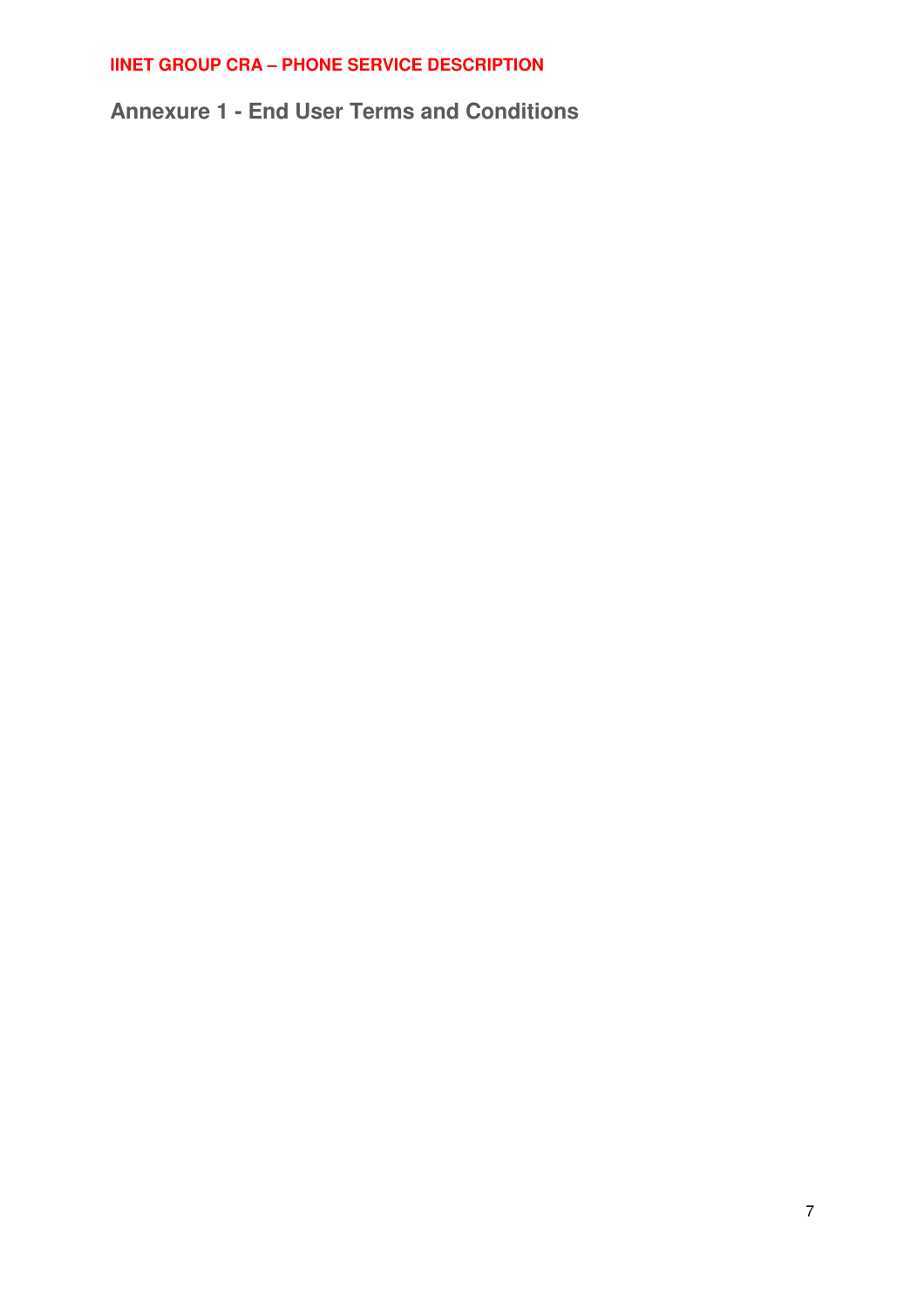## Annexure 1 - End User Terms and Conditions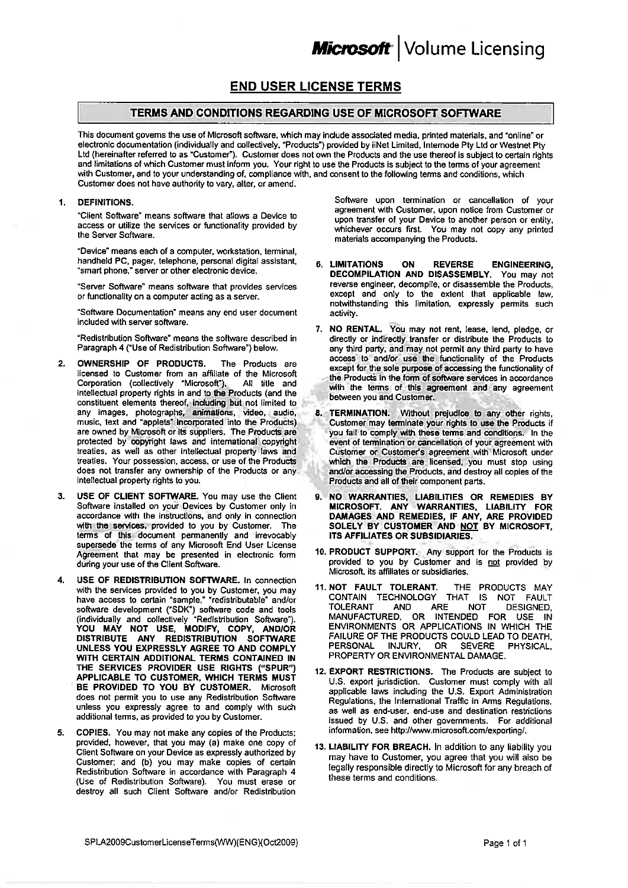**Microsoft** | Volume Licensing

# END USER LICENSE TERMS

## TERMS AND CONDITIONS REGARDING USE OF MICROSOFT SOFTWARE

This document governs the use of Microsoft software, which may include associated media, printed materials, and "online" or electronic documentation (individually and collectively, "Products") provided by iiNet Limited, Internode Pty Ltd or Westnet Pty Ltd (hereinafter referred to as "Customer"). Customer does not own the Products and the use thereof is subject to certain rights and limitations of which Customer must inform you. Your right to use the Products is subject to the terms of your agreement with Customer, and to your understanding of, compliance with, and consent to the following terms and conditions, which Customer does not have authority to vary, alter, or amend.

1. **DEFINITIONS.**

   "Client Software" means software that allows a Device to access or utilize the services or functionality provided by the Server Software.

   "Device" means each of a computer, workstation, terminal, handheld PC, pager, telephone, personal digital assistant, "smart phone," server or other electronic device.

   "Server Software" means software that provides services or functionality on a computer acting as a server.

   "Software Documentation" means any end user document included with server software.

   "Redistribution Software" means the software described in Paragraph 4 ("Use of Redistribution Software") below.

2. **OWNERSHIP OF PRODUCTS.** The Products are licensed to Customer from an affiliate of the Microsoft Corporation (collectively "Microsoft"). All title and intellectual property rights in and to the Products (and the constituent elements thereof, including but not limited to any images, photographs, animations, video, audio, music, text and "applets" incorporated into the Products) are owned by Microsoft or its suppliers. The Products are protected by copyright laws and international copyright treaties, as well as other intellectual property laws and treaties. Your possession, access, or use of the Products does not transfer any ownership of the Products or any intellectual property rights to you.

3. **USE OF CLIENT SOFTWARE.** You may use the Client Software installed on your Devices by Customer only in accordance with the instructions, and only in connection with the services, provided to you by Customer. The terms of this document permanently and irrevocably supersede the terms of any Microsoft End User License Agreement that may be presented in electronic form during your use of the Client Software.

4. **USE OF REDISTRIBUTION SOFTWARE.** In connection with the services provided to you by Customer, you may have access to certain "sample," "redistributable" and/or software development ("SDK") software code and tools (individually and collectively "Redistribution Software"). **YOU MAY NOT USE, MODIFY, COPY, AND/OR DISTRIBUTE ANY REDISTRIBUTION SOFTWARE UNLESS YOU EXPRESSLY AGREE TO AND COMPLY WITH CERTAIN ADDITIONAL TERMS CONTAINED IN THE SERVICES PROVIDER USE RIGHTS ("SPUR") APPLICABLE TO CUSTOMER, WHICH TERMS MUST BE PROVIDED TO YOU BY CUSTOMER.** Microsoft does not permit you to use any Redistribution Software unless you expressly agree to and comply with such additional terms, as provided to you by Customer.

5. **COPIES.** You may not make any copies of the Products; provided, however, that you may (a) make one copy of Client Software on your Device as expressly authorized by Customer; and (b) you may make copies of certain Redistribution Software in accordance with Paragraph 4 (Use of Redistribution Software). You must erase or destroy all such Client Software and/or Redistribution Software upon termination or cancellation of your agreement with Customer, upon notice from Customer or upon transfer of your Device to another person or entity, whichever occurs first. You may not copy any printed materials accompanying the Products.

6. **LIMITATIONS ON REVERSE ENGINEERING, DECOMPILATION AND DISASSEMBLY.** You may not reverse engineer, decompile, or disassemble the Products, except and only to the extent that applicable law, notwithstanding this limitation, expressly permits such activity.

7. **NO RENTAL.** You may not rent, lease, lend, pledge, or directly or indirectly transfer or distribute the Products to any third party, and may not permit any third party to have access to and/or use the functionality of the Products except for the sole purpose of accessing the functionality of the Products in the form of software services in accordance with the terms of this agreement and any agreement between you and Customer.

8. **TERMINATION.** Without prejudice to any other rights, Customer may terminate your rights to use the Products if you fail to comply with these terms and conditions. In the event of termination or cancellation of your agreement with Customer or Customer's agreement with Microsoft under which the Products are licensed, you must stop using and/or accessing the Products, and destroy all copies of the Products and all of their component parts.

9. **NO WARRANTIES, LIABILITIES OR REMEDIES BY MICROSOFT. ANY WARRANTIES, LIABILITY FOR DAMAGES AND REMEDIES, IF ANY, ARE PROVIDED SOLELY BY CUSTOMER AND <u>NOT</u> BY MICROSOFT, ITS AFFILIATES OR SUBSIDIARIES.**

10. **PRODUCT SUPPORT.** Any support for the Products is provided to you by Customer and is <u>not</u> provided by Microsoft, its affiliates or subsidiaries.

11. **NOT FAULT TOLERANT.** THE PRODUCTS MAY CONTAIN TECHNOLOGY THAT IS NOT FAULT TOLERANT AND ARE NOT DESIGNED, MANUFACTURED, OR INTENDED FOR USE IN ENVIRONMENTS OR APPLICATIONS IN WHICH THE FAILURE OF THE PRODUCTS COULD LEAD TO DEATH, PERSONAL INJURY, OR SEVERE PHYSICAL, PROPERTY OR ENVIRONMENTAL DAMAGE.

12. **EXPORT RESTRICTIONS.** The Products are subject to U.S. export jurisdiction. Customer must comply with all applicable laws including the U.S. Export Administration Regulations, the International Traffic in Arms Regulations, as well as end-user, end-use and destination restrictions issued by U.S. and other governments. For additional information, see http://www.microsoft.com/exporting/.

13. **LIABILITY FOR BREACH.** In addition to any liability you may have to Customer, you agree that you will also be legally responsible directly to Microsoft for any breach of these terms and conditions.

SPLA2009CustomerLicenseTerms(WW)(ENG)(Oct2009)